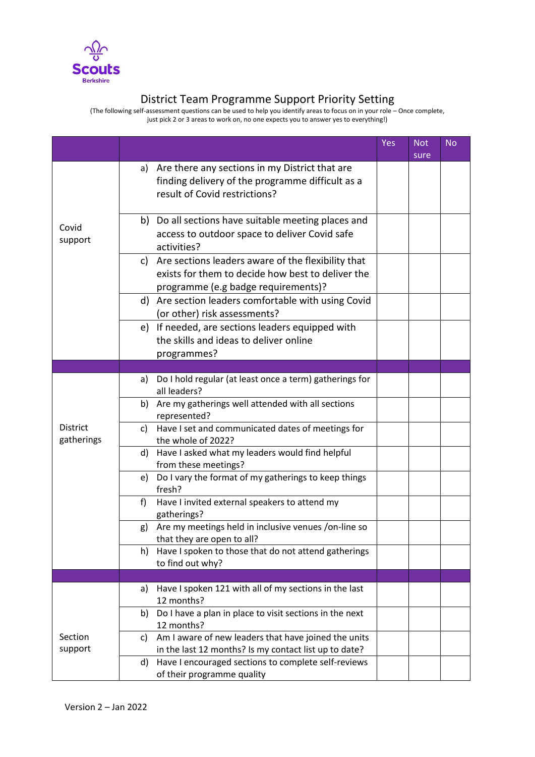Scouts
Berkshire

# District Team Programme Support Priority Setting

(The following self-assessment questions can be used to help you identify areas to focus on in your role – Once complete, just pick 2 or 3 areas to work on, no one expects you to answer yes to everything!)

| | | Yes | Not sure | No |
|---|---|---|---|---|
| Covid support | a) Are there any sections in my District that are finding delivery of the programme difficult as a result of Covid restrictions? | | | |
| | b) Do all sections have suitable meeting places and access to outdoor space to deliver Covid safe activities? | | | |
| | c) Are sections leaders aware of the flexibility that exists for them to decide how best to deliver the programme (e.g badge requirements)? | | | |
| | d) Are section leaders comfortable with using Covid (or other) risk assessments? | | | |
| | e) If needed, are sections leaders equipped with the skills and ideas to deliver online programmes? | | | |
| | | | | |
| District gatherings | a) Do I hold regular (at least once a term) gatherings for all leaders? | | | |
| | b) Are my gatherings well attended with all sections represented? | | | |
| | c) Have I set and communicated dates of meetings for the whole of 2022? | | | |
| | d) Have I asked what my leaders would find helpful from these meetings? | | | |
| | e) Do I vary the format of my gatherings to keep things fresh? | | | |
| | f) Have I invited external speakers to attend my gatherings? | | | |
| | g) Are my meetings held in inclusive venues /on-line so that they are open to all? | | | |
| | h) Have I spoken to those that do not attend gatherings to find out why? | | | |
| | | | | |
| Section support | a) Have I spoken 121 with all of my sections in the last 12 months? | | | |
| | b) Do I have a plan in place to visit sections in the next 12 months? | | | |
| | c) Am I aware of new leaders that have joined the units in the last 12 months? Is my contact list up to date? | | | |
| | d) Have I encouraged sections to complete self-reviews of their programme quality | | | |

Version 2 – Jan 2022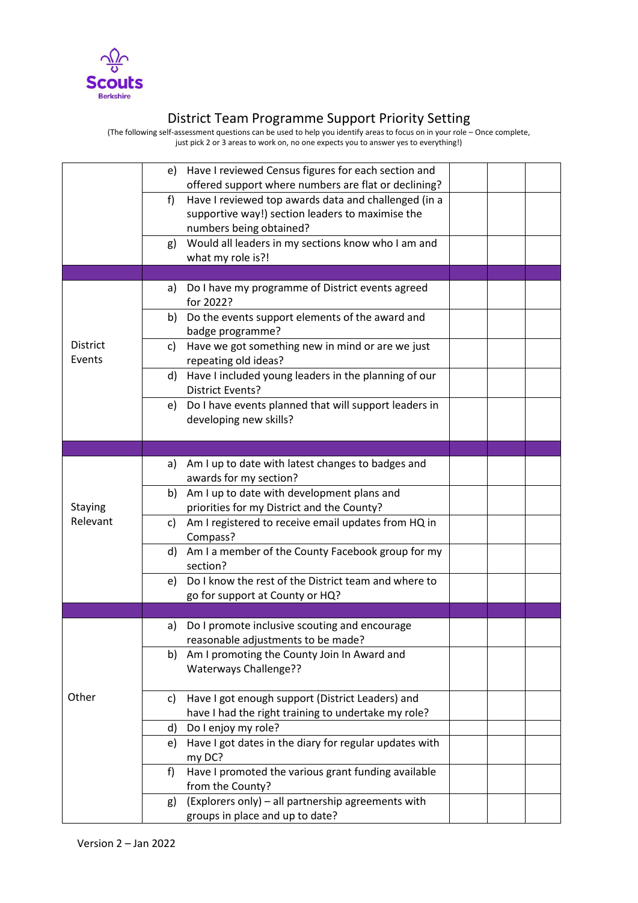Scouts Berkshire

# District Team Programme Support Priority Setting

(The following self-assessment questions can be used to help you identify areas to focus on in your role – Once complete, just pick 2 or 3 areas to work on, no one expects you to answer yes to everything!)

| | | | | |
|---|---|---|---|---|
| | e) Have I reviewed Census figures for each section and offered support where numbers are flat or declining? | | | |
| | f) Have I reviewed top awards data and challenged (in a supportive way!) section leaders to maximise the numbers being obtained? | | | |
| | g) Would all leaders in my sections know who I am and what my role is?! | | | |
| | | | | |
| District Events | a) Do I have my programme of District events agreed for 2022? | | | |
| | b) Do the events support elements of the award and badge programme? | | | |
| | c) Have we got something new in mind or are we just repeating old ideas? | | | |
| | d) Have I included young leaders in the planning of our District Events? | | | |
| | e) Do I have events planned that will support leaders in developing new skills? | | | |
| | | | | |
| Staying Relevant | a) Am I up to date with latest changes to badges and awards for my section? | | | |
| | b) Am I up to date with development plans and priorities for my District and the County? | | | |
| | c) Am I registered to receive email updates from HQ in Compass? | | | |
| | d) Am I a member of the County Facebook group for my section? | | | |
| | e) Do I know the rest of the District team and where to go for support at County or HQ? | | | |
| | | | | |
| Other | a) Do I promote inclusive scouting and encourage reasonable adjustments to be made? | | | |
| | b) Am I promoting the County Join In Award and Waterways Challenge?? | | | |
| | c) Have I got enough support (District Leaders) and have I had the right training to undertake my role? | | | |
| | d) Do I enjoy my role? | | | |
| | e) Have I got dates in the diary for regular updates with my DC? | | | |
| | f) Have I promoted the various grant funding available from the County? | | | |
| | g) (Explorers only) – all partnership agreements with groups in place and up to date? | | | |

Version 2 – Jan 2022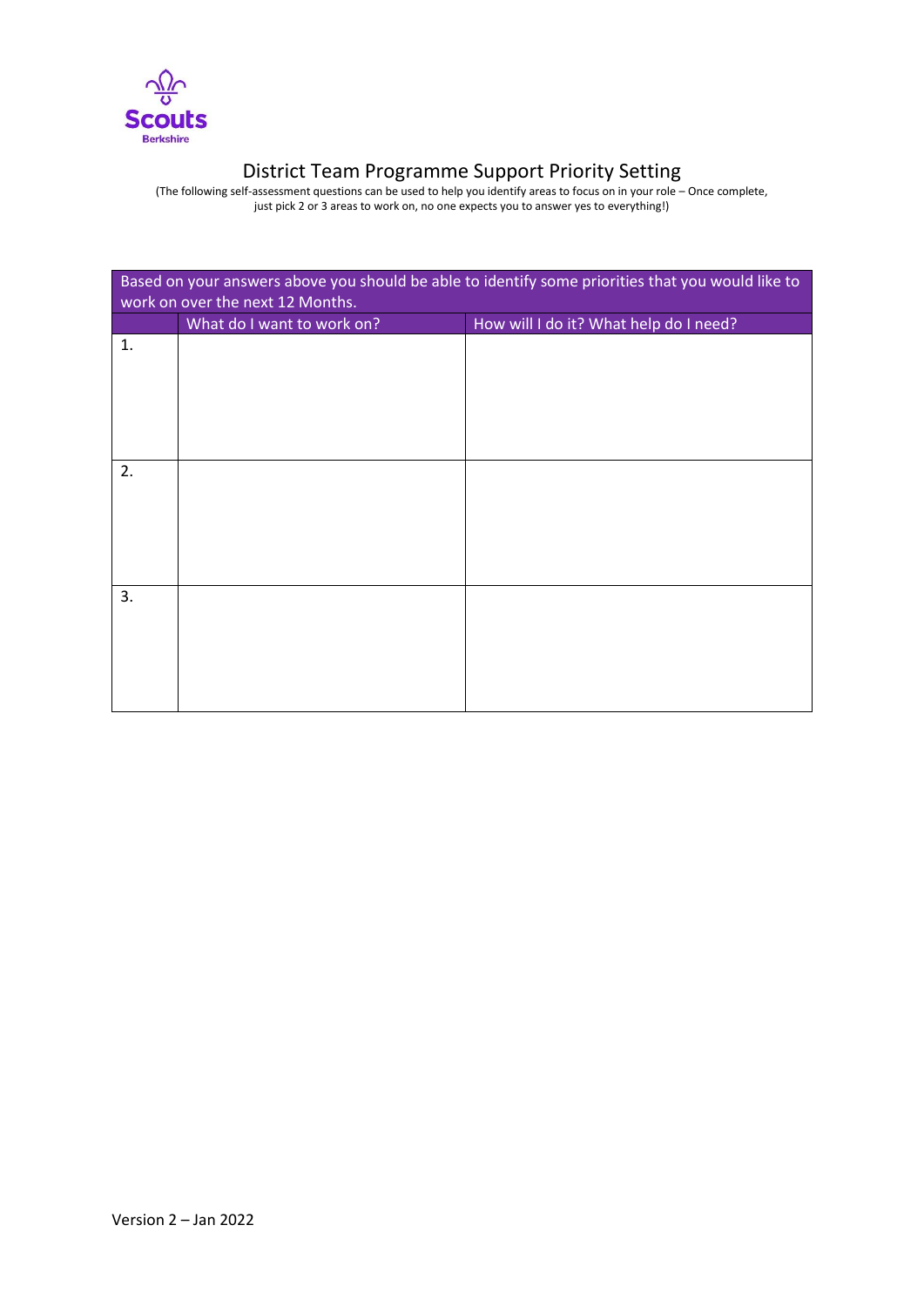Scouts
Berkshire

# District Team Programme Support Priority Setting

(The following self-assessment questions can be used to help you identify areas to focus on in your role – Once complete, just pick 2 or 3 areas to work on, no one expects you to answer yes to everything!)

| Based on your answers above you should be able to identify some priorities that you would like to work on over the next 12 Months. | | |
|---|---|---|
| | What do I want to work on? | How will I do it? What help do I need? |
| 1. | | |
| 2. | | |
| 3. | | |

Version 2 – Jan 2022